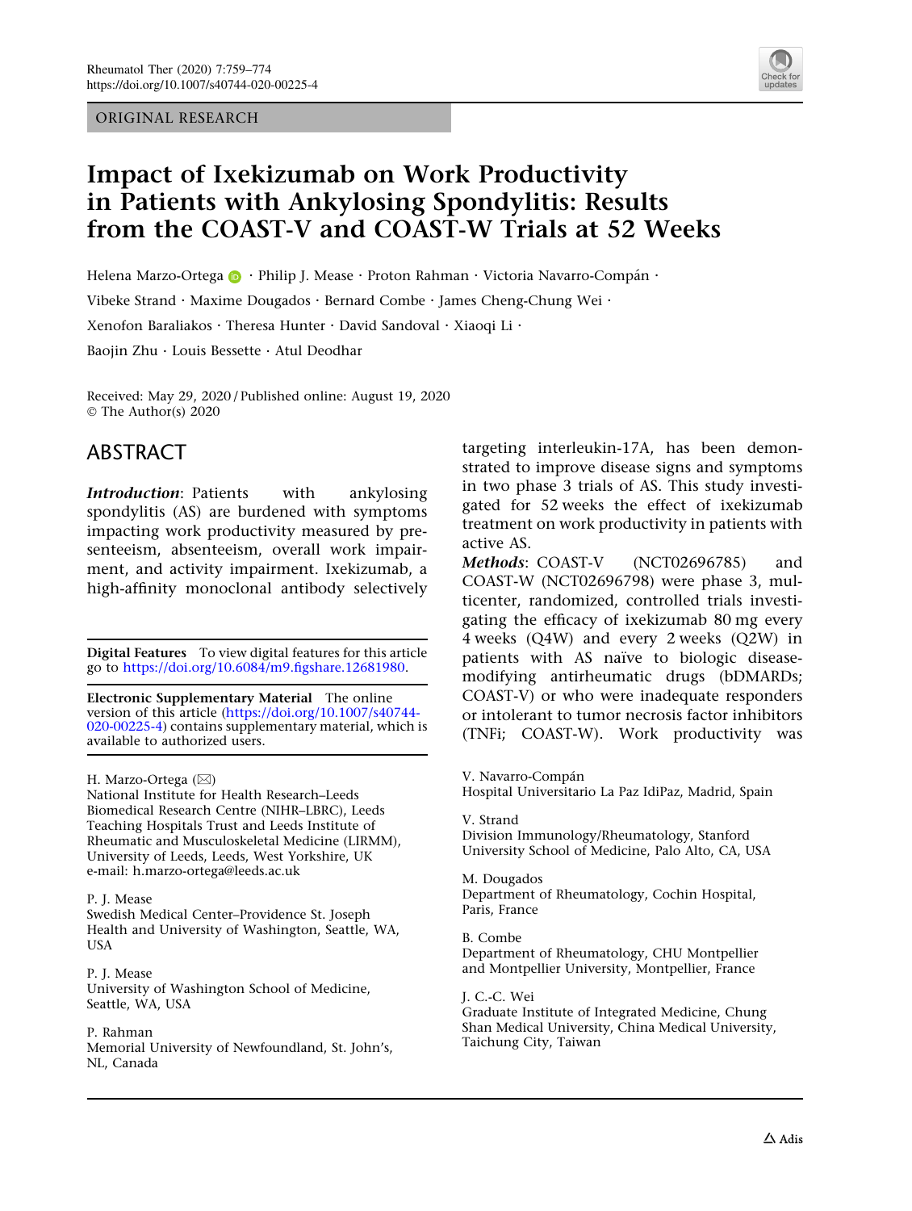ORIGINAL RESEARCH

# Impact of Ixekizumab on Work Productivity in Patients with Ankylosing Spondylitis: Results from the COAST-V and COAST-W Trials at 52 Weeks

Helena Marzo-Ortega · Philip J. Mease · Proton Rahman · Victoria Navarro-Compán · Vibeke Strand · Maxime Dougados · Bernard Combe · James Cheng-Chung Wei · Xenofon Baraliakos · Theresa Hunter · David Sandoval · Xiaoqi Li · Baojin Zhu · Louis Bessette · Atul Deodhar

Received: May 29, 2020 / Published online: August 19, 2020
© The Author(s) 2020

## ABSTRACT

***Introduction***: Patients with ankylosing spondylitis (AS) are burdened with symptoms impacting work productivity measured by presenteeism, absenteeism, overall work impairment, and activity impairment. Ixekizumab, a high-affinity monoclonal antibody selectively targeting interleukin-17A, has been demonstrated to improve disease signs and symptoms in two phase 3 trials of AS. This study investigated for 52 weeks the effect of ixekizumab treatment on work productivity in patients with active AS.

***Methods***: COAST-V (NCT02696785) and COAST-W (NCT02696798) were phase 3, multicenter, randomized, controlled trials investigating the efficacy of ixekizumab 80 mg every 4 weeks (Q4W) and every 2 weeks (Q2W) in patients with AS naïve to biologic disease-modifying antirheumatic drugs (bDMARDs; COAST-V) or who were inadequate responders or intolerant to tumor necrosis factor inhibitors (TNFi; COAST-W). Work productivity was

**Digital Features** To view digital features for this article go to https://doi.org/10.6084/m9.figshare.12681980.

**Electronic Supplementary Material** The online version of this article (https://doi.org/10.1007/s40744-020-00225-4) contains supplementary material, which is available to authorized users.

H. Marzo-Ortega (✉)
National Institute for Health Research–Leeds Biomedical Research Centre (NIHR–LBRC), Leeds Teaching Hospitals Trust and Leeds Institute of Rheumatic and Musculoskeletal Medicine (LIRMM), University of Leeds, Leeds, West Yorkshire, UK
e-mail: h.marzo-ortega@leeds.ac.uk

P. J. Mease
Swedish Medical Center–Providence St. Joseph Health and University of Washington, Seattle, WA, USA

P. J. Mease
University of Washington School of Medicine, Seattle, WA, USA

P. Rahman
Memorial University of Newfoundland, St. John's, NL, Canada

V. Navarro-Compán
Hospital Universitario La Paz IdiPaz, Madrid, Spain

V. Strand
Division Immunology/Rheumatology, Stanford University School of Medicine, Palo Alto, CA, USA

M. Dougados
Department of Rheumatology, Cochin Hospital, Paris, France

B. Combe
Department of Rheumatology, CHU Montpellier and Montpellier University, Montpellier, France

J. C.-C. Wei
Graduate Institute of Integrated Medicine, Chung Shan Medical University, China Medical University, Taichung City, Taiwan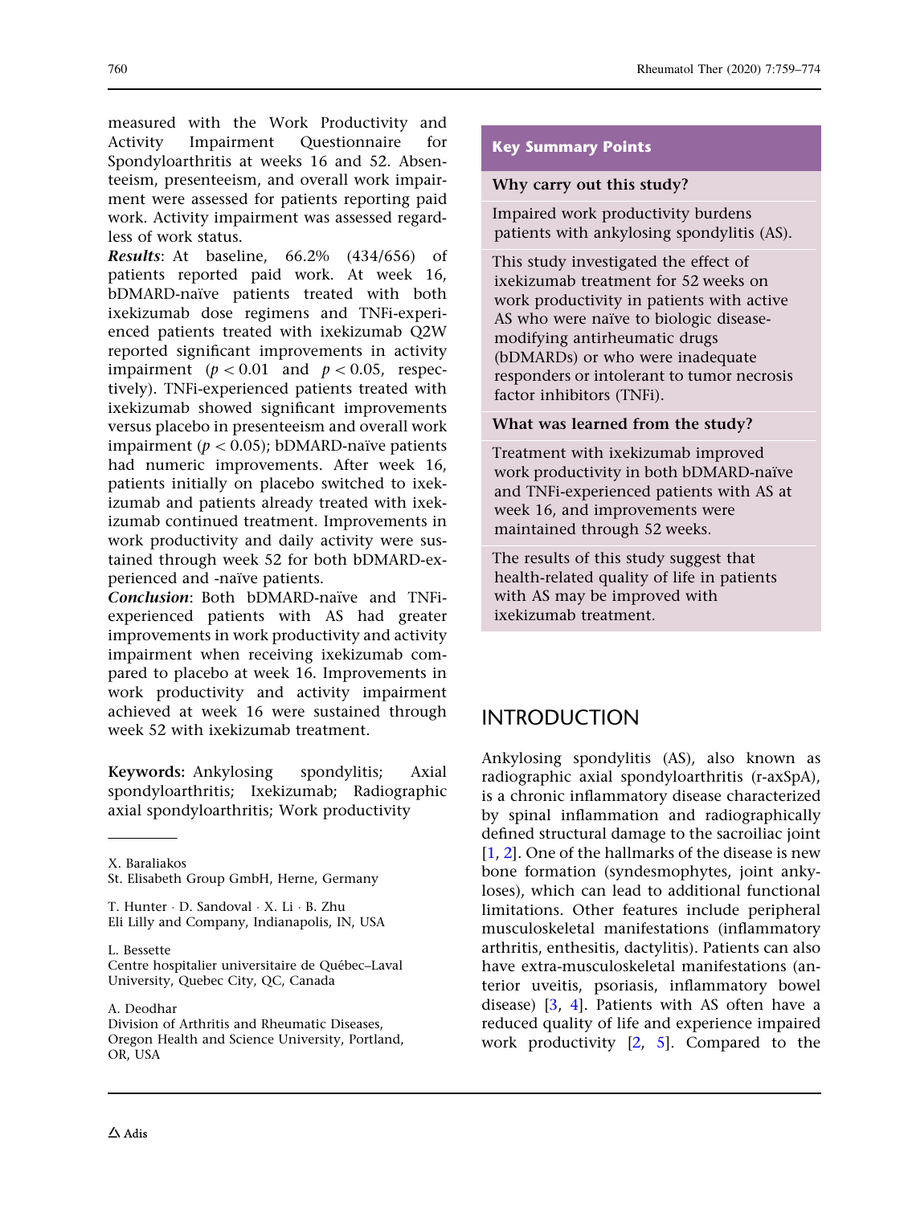measured with the Work Productivity and Activity Impairment Questionnaire for Spondyloarthritis at weeks 16 and 52. Absenteeism, presenteeism, and overall work impairment were assessed for patients reporting paid work. Activity impairment was assessed regardless of work status.

***Results***: At baseline, 66.2% (434/656) of patients reported paid work. At week 16, bDMARD-naïve patients treated with both ixekizumab dose regimens and TNFi-experienced patients treated with ixekizumab Q2W reported significant improvements in activity impairment ($p < 0.01$ and $p < 0.05$, respectively). TNFi-experienced patients treated with ixekizumab showed significant improvements versus placebo in presenteeism and overall work impairment ($p < 0.05$); bDMARD-naïve patients had numeric improvements. After week 16, patients initially on placebo switched to ixekizumab and patients already treated with ixekizumab continued treatment. Improvements in work productivity and daily activity were sustained through week 52 for both bDMARD-experienced and -naïve patients.

***Conclusion***: Both bDMARD-naïve and TNFi-experienced patients with AS had greater improvements in work productivity and activity impairment when receiving ixekizumab compared to placebo at week 16. Improvements in work productivity and activity impairment achieved at week 16 were sustained through week 52 with ixekizumab treatment.

**Keywords:** Ankylosing spondylitis; Axial spondyloarthritis; Ixekizumab; Radiographic axial spondyloarthritis; Work productivity

X. Baraliakos
St. Elisabeth Group GmbH, Herne, Germany

T. Hunter · D. Sandoval · X. Li · B. Zhu
Eli Lilly and Company, Indianapolis, IN, USA

L. Bessette
Centre hospitalier universitaire de Québec–Laval University, Quebec City, QC, Canada

A. Deodhar
Division of Arthritis and Rheumatic Diseases, Oregon Health and Science University, Portland, OR, USA

## Key Summary Points

**Why carry out this study?**

Impaired work productivity burdens patients with ankylosing spondylitis (AS).

This study investigated the effect of ixekizumab treatment for 52 weeks on work productivity in patients with active AS who were naïve to biologic disease-modifying antirheumatic drugs (bDMARDs) or who were inadequate responders or intolerant to tumor necrosis factor inhibitors (TNFi).

**What was learned from the study?**

Treatment with ixekizumab improved work productivity in both bDMARD-naïve and TNFi-experienced patients with AS at week 16, and improvements were maintained through 52 weeks.

The results of this study suggest that health-related quality of life in patients with AS may be improved with ixekizumab treatment.

# INTRODUCTION

Ankylosing spondylitis (AS), also known as radiographic axial spondyloarthritis (r-axSpA), is a chronic inflammatory disease characterized by spinal inflammation and radiographically defined structural damage to the sacroiliac joint [1, 2]. One of the hallmarks of the disease is new bone formation (syndesmophytes, joint ankyloses), which can lead to additional functional limitations. Other features include peripheral musculoskeletal manifestations (inflammatory arthritis, enthesitis, dactylitis). Patients can also have extra-musculoskeletal manifestations (anterior uveitis, psoriasis, inflammatory bowel disease) [3, 4]. Patients with AS often have a reduced quality of life and experience impaired work productivity [2, 5]. Compared to the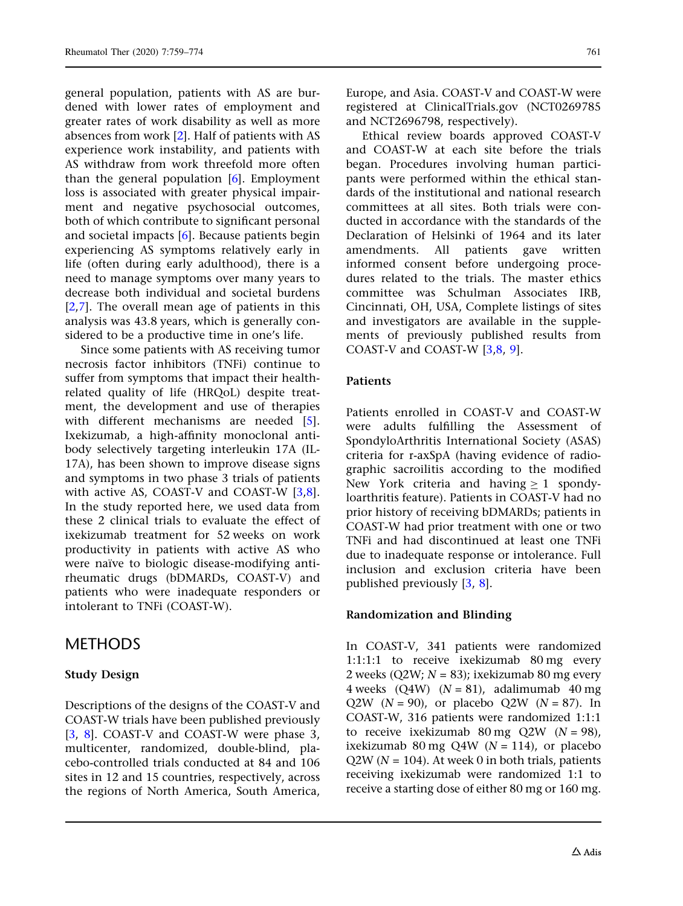general population, patients with AS are burdened with lower rates of employment and greater rates of work disability as well as more absences from work [2]. Half of patients with AS experience work instability, and patients with AS withdraw from work threefold more often than the general population [6]. Employment loss is associated with greater physical impairment and negative psychosocial outcomes, both of which contribute to significant personal and societal impacts [6]. Because patients begin experiencing AS symptoms relatively early in life (often during early adulthood), there is a need to manage symptoms over many years to decrease both individual and societal burdens [2,7]. The overall mean age of patients in this analysis was 43.8 years, which is generally considered to be a productive time in one's life.

Since some patients with AS receiving tumor necrosis factor inhibitors (TNFi) continue to suffer from symptoms that impact their health-related quality of life (HRQoL) despite treatment, the development and use of therapies with different mechanisms are needed [5]. Ixekizumab, a high-affinity monoclonal antibody selectively targeting interleukin 17A (IL-17A), has been shown to improve disease signs and symptoms in two phase 3 trials of patients with active AS, COAST-V and COAST-W [3,8]. In the study reported here, we used data from these 2 clinical trials to evaluate the effect of ixekizumab treatment for 52 weeks on work productivity in patients with active AS who were naïve to biologic disease-modifying antirheumatic drugs (bDMARDs, COAST-V) and patients who were inadequate responders or intolerant to TNFi (COAST-W).

# METHODS

### Study Design

Descriptions of the designs of the COAST-V and COAST-W trials have been published previously [3, 8]. COAST-V and COAST-W were phase 3, multicenter, randomized, double-blind, placebo-controlled trials conducted at 84 and 106 sites in 12 and 15 countries, respectively, across the regions of North America, South America, Europe, and Asia. COAST-V and COAST-W were registered at ClinicalTrials.gov (NCT0269785 and NCT2696798, respectively).

Ethical review boards approved COAST-V and COAST-W at each site before the trials began. Procedures involving human participants were performed within the ethical standards of the institutional and national research committees at all sites. Both trials were conducted in accordance with the standards of the Declaration of Helsinki of 1964 and its later amendments. All patients gave written informed consent before undergoing procedures related to the trials. The master ethics committee was Schulman Associates IRB, Cincinnati, OH, USA, Complete listings of sites and investigators are available in the supplements of previously published results from COAST-V and COAST-W [3,8, 9].

### Patients

Patients enrolled in COAST-V and COAST-W were adults fulfilling the Assessment of SpondyloArthritis International Society (ASAS) criteria for r-axSpA (having evidence of radiographic sacroilitis according to the modified New York criteria and having $\geq 1$ spondyloarthritis feature). Patients in COAST-V had no prior history of receiving bDMARDs; patients in COAST-W had prior treatment with one or two TNFi and had discontinued at least one TNFi due to inadequate response or intolerance. Full inclusion and exclusion criteria have been published previously [3, 8].

### Randomization and Blinding

In COAST-V, 341 patients were randomized 1:1:1:1 to receive ixekizumab 80 mg every 2 weeks (Q2W; $N = 83$); ixekizumab 80 mg every 4 weeks (Q4W) ($N = 81$), adalimumab 40 mg Q2W ($N = 90$), or placebo Q2W ($N = 87$). In COAST-W, 316 patients were randomized 1:1:1 to receive ixekizumab 80 mg Q2W ($N = 98$), ixekizumab 80 mg Q4W ($N = 114$), or placebo Q2W ($N = 104$). At week 0 in both trials, patients receiving ixekizumab were randomized 1:1 to receive a starting dose of either 80 mg or 160 mg.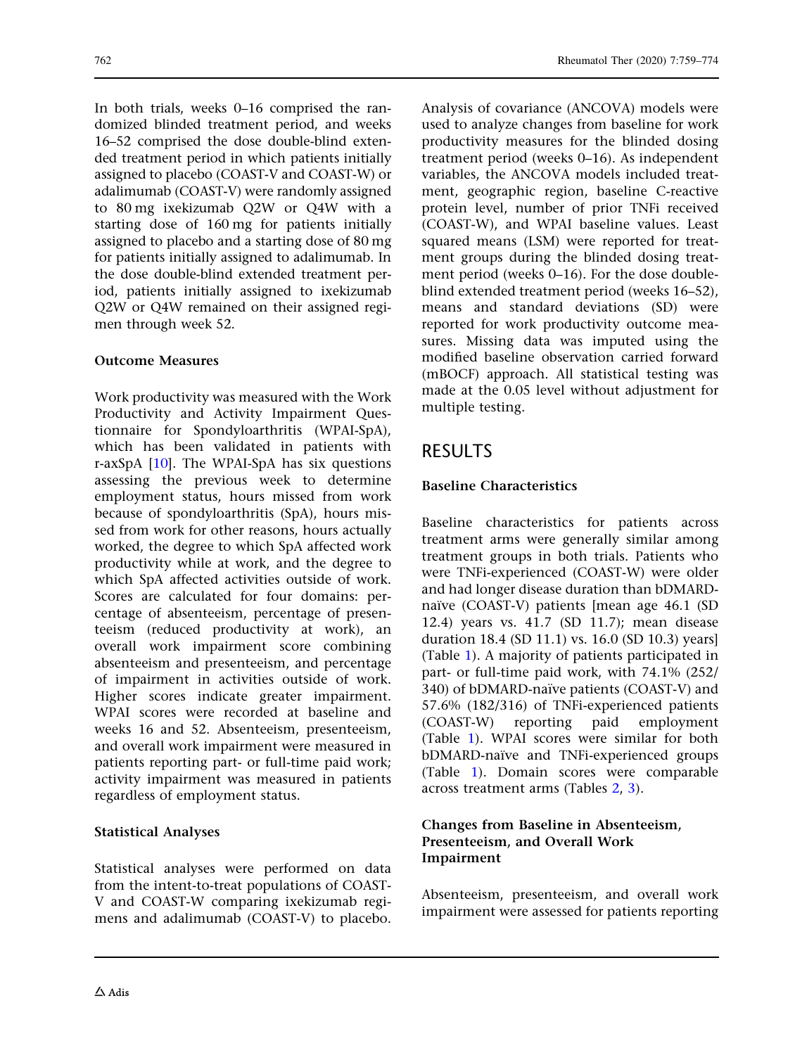In both trials, weeks 0–16 comprised the randomized blinded treatment period, and weeks 16–52 comprised the dose double-blind extended treatment period in which patients initially assigned to placebo (COAST-V and COAST-W) or adalimumab (COAST-V) were randomly assigned to 80 mg ixekizumab Q2W or Q4W with a starting dose of 160 mg for patients initially assigned to placebo and a starting dose of 80 mg for patients initially assigned to adalimumab. In the dose double-blind extended treatment period, patients initially assigned to ixekizumab Q2W or Q4W remained on their assigned regimen through week 52.

### Outcome Measures

Work productivity was measured with the Work Productivity and Activity Impairment Questionnaire for Spondyloarthritis (WPAI-SpA), which has been validated in patients with r-axSpA [10]. The WPAI-SpA has six questions assessing the previous week to determine employment status, hours missed from work because of spondyloarthritis (SpA), hours missed from work for other reasons, hours actually worked, the degree to which SpA affected work productivity while at work, and the degree to which SpA affected activities outside of work. Scores are calculated for four domains: percentage of absenteeism, percentage of presenteeism (reduced productivity at work), an overall work impairment score combining absenteeism and presenteeism, and percentage of impairment in activities outside of work. Higher scores indicate greater impairment. WPAI scores were recorded at baseline and weeks 16 and 52. Absenteeism, presenteeism, and overall work impairment were measured in patients reporting part- or full-time paid work; activity impairment was measured in patients regardless of employment status.

### Statistical Analyses

Statistical analyses were performed on data from the intent-to-treat populations of COAST-V and COAST-W comparing ixekizumab regimens and adalimumab (COAST-V) to placebo. Analysis of covariance (ANCOVA) models were used to analyze changes from baseline for work productivity measures for the blinded dosing treatment period (weeks 0–16). As independent variables, the ANCOVA models included treatment, geographic region, baseline C-reactive protein level, number of prior TNFi received (COAST-W), and WPAI baseline values. Least squared means (LSM) were reported for treatment groups during the blinded dosing treatment period (weeks 0–16). For the dose double-blind extended treatment period (weeks 16–52), means and standard deviations (SD) were reported for work productivity outcome measures. Missing data was imputed using the modified baseline observation carried forward (mBOCF) approach. All statistical testing was made at the 0.05 level without adjustment for multiple testing.

## RESULTS

### Baseline Characteristics

Baseline characteristics for patients across treatment arms were generally similar among treatment groups in both trials. Patients who were TNFi-experienced (COAST-W) were older and had longer disease duration than bDMARD-naïve (COAST-V) patients [mean age 46.1 (SD 12.4) years vs. 41.7 (SD 11.7); mean disease duration 18.4 (SD 11.1) vs. 16.0 (SD 10.3) years] (Table 1). A majority of patients participated in part- or full-time paid work, with 74.1% (252/340) of bDMARD-naïve patients (COAST-V) and 57.6% (182/316) of TNFi-experienced patients (COAST-W) reporting paid employment (Table 1). WPAI scores were similar for both bDMARD-naïve and TNFi-experienced groups (Table 1). Domain scores were comparable across treatment arms (Tables 2, 3).

### Changes from Baseline in Absenteeism, Presenteeism, and Overall Work Impairment

Absenteeism, presenteeism, and overall work impairment were assessed for patients reporting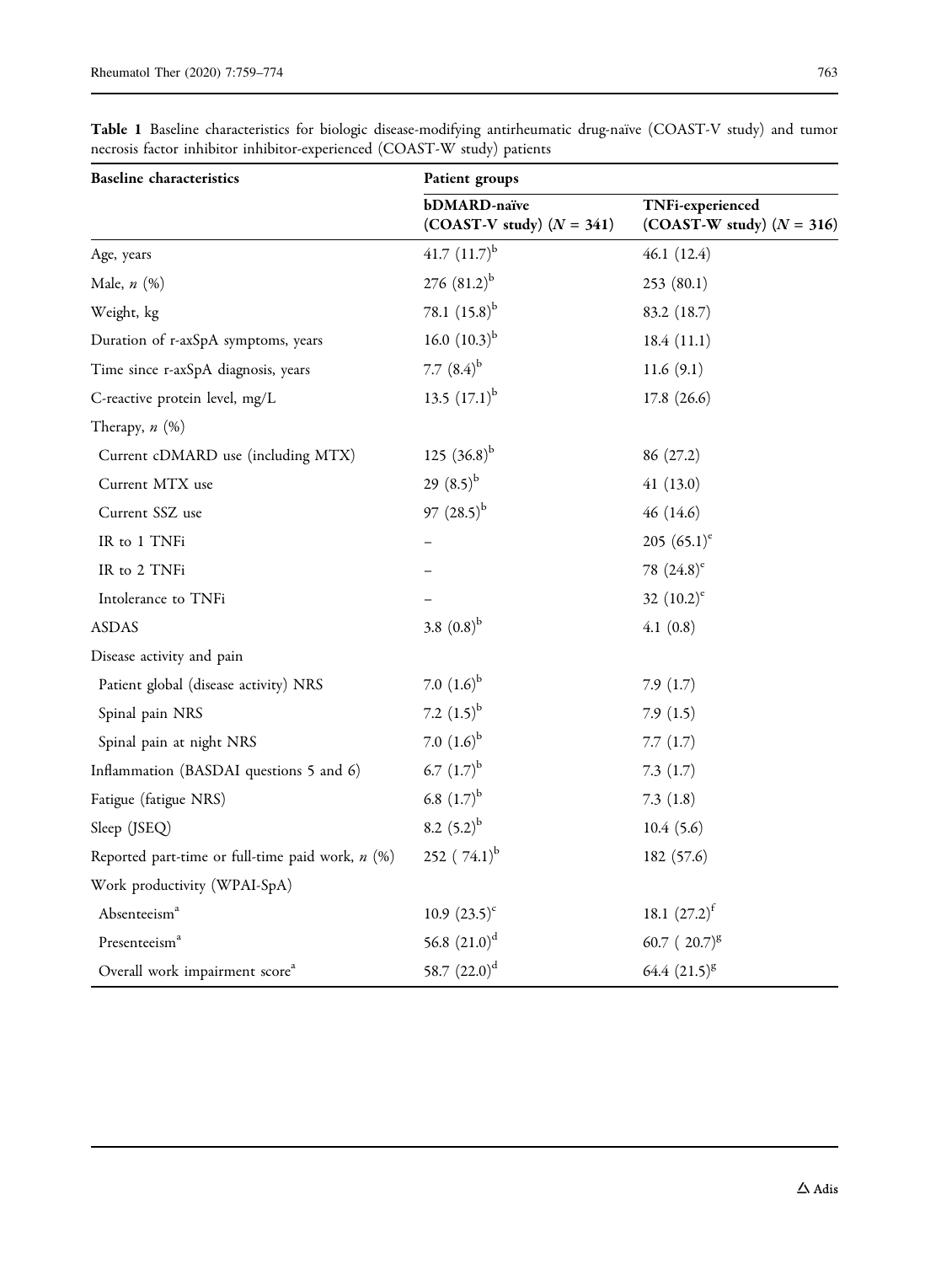**Table 1** Baseline characteristics for biologic disease-modifying antirheumatic drug-naïve (COAST-V study) and tumor necrosis factor inhibitor inhibitor-experienced (COAST-W study) patients

| Baseline characteristics | Patient groups | |
|---|---|---|
| | bDMARD-naïve (COAST-V study) ($N$ = 341) | TNFi-experienced (COAST-W study) ($N$ = 316) |
| Age, years | 41.7 (11.7)[b] | 46.1 (12.4) |
| Male, $n$ (%) | 276 (81.2)[b] | 253 (80.1) |
| Weight, kg | 78.1 (15.8)[b] | 83.2 (18.7) |
| Duration of r-axSpA symptoms, years | 16.0 (10.3)[b] | 18.4 (11.1) |
| Time since r-axSpA diagnosis, years | 7.7 (8.4)[b] | 11.6 (9.1) |
| C-reactive protein level, mg/L | 13.5 (17.1)[b] | 17.8 (26.6) |
| Therapy, $n$ (%) | | |
| Current cDMARD use (including MTX) | 125 (36.8)[b] | 86 (27.2) |
| Current MTX use | 29 (8.5)[b] | 41 (13.0) |
| Current SSZ use | 97 (28.5)[b] | 46 (14.6) |
| IR to 1 TNFi | – | 205 (65.1)[c] |
| IR to 2 TNFi | – | 78 (24.8)[c] |
| Intolerance to TNFi | – | 32 (10.2)[c] |
| ASDAS | 3.8 (0.8)[b] | 4.1 (0.8) |
| Disease activity and pain | | |
| Patient global (disease activity) NRS | 7.0 (1.6)[b] | 7.9 (1.7) |
| Spinal pain NRS | 7.2 (1.5)[b] | 7.9 (1.5) |
| Spinal pain at night NRS | 7.0 (1.6)[b] | 7.7 (1.7) |
| Inflammation (BASDAI questions 5 and 6) | 6.7 (1.7)[b] | 7.3 (1.7) |
| Fatigue (fatigue NRS) | 6.8 (1.7)[b] | 7.3 (1.8) |
| Sleep (JSEQ) | 8.2 (5.2)[b] | 10.4 (5.6) |
| Reported part-time or full-time paid work, $n$ (%) | 252 ( 74.1)[b] | 182 (57.6) |
| Work productivity (WPAI-SpA) | | |
| Absenteeism[a] | 10.9 (23.5)[e] | 18.1 (27.2)[f] |
| Presenteeism[a] | 56.8 (21.0)[d] | 60.7 ( 20.7)[g] |
| Overall work impairment score[a] | 58.7 (22.0)[d] | 64.4 (21.5)[g] |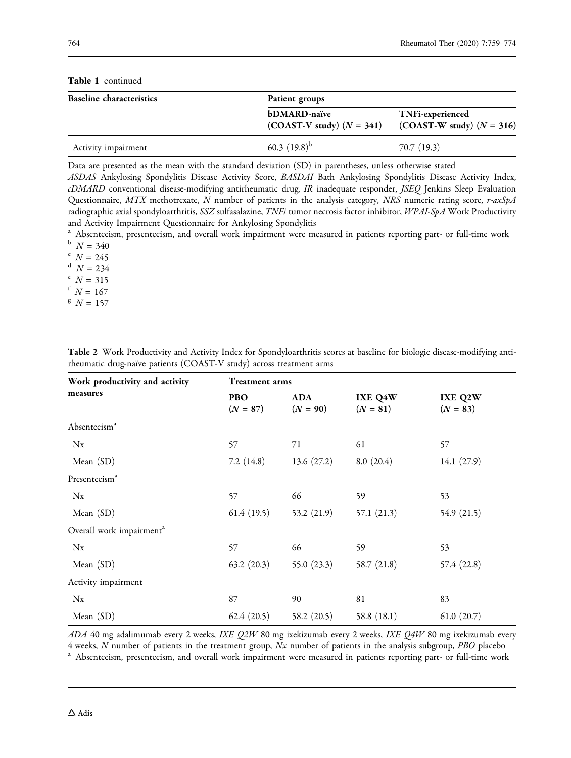**Table 1** continued

| Baseline characteristics | Patient groups | |
|---|---|---|
| | bDMARD-naïve (COAST-V study) ($N = 341$) | TNFi-experienced (COAST-W study) ($N = 316$) |
| Activity impairment | 60.3 (19.8)[b] | 70.7 (19.3) |

Data are presented as the mean with the standard deviation (SD) in parentheses, unless otherwise stated

*ASDAS* Ankylosing Spondylitis Disease Activity Score, *BASDAI* Bath Ankylosing Spondylitis Disease Activity Index, *cDMARD* conventional disease-modifying antirheumatic drug, *IR* inadequate responder, *JSEQ* Jenkins Sleep Evaluation Questionnaire, *MTX* methotrexate, *N* number of patients in the analysis category, *NRS* numeric rating score, *r-axSpA* radiographic axial spondyloarthritis, *SSZ* sulfasalazine, *TNFi* tumor necrosis factor inhibitor, *WPAI-SpA* Work Productivity and Activity Impairment Questionnaire for Ankylosing Spondylitis

[a] Absenteeism, presenteeism, and overall work impairment were measured in patients reporting part- or full-time work

[b] $N = 340$

[c] $N = 245$

[d] $N = 234$

[e] $N = 315$

[f] $N = 167$

[g] $N = 157$

**Table 2** Work Productivity and Activity Index for Spondyloarthritis scores at baseline for biologic disease-modifying antirheumatic drug-naïve patients (COAST-V study) across treatment arms

| Work productivity and activity measures | Treatment arms | | | |
|---|---|---|---|---|
| | PBO ($N = 87$) | ADA ($N = 90$) | IXE Q4W ($N = 81$) | IXE Q2W ($N = 83$) |
| Absenteeism[a] | | | | |
| Nx | 57 | 71 | 61 | 57 |
| Mean (SD) | 7.2 (14.8) | 13.6 (27.2) | 8.0 (20.4) | 14.1 (27.9) |
| Presenteeism[a] | | | | |
| Nx | 57 | 66 | 59 | 53 |
| Mean (SD) | 61.4 (19.5) | 53.2 (21.9) | 57.1 (21.3) | 54.9 (21.5) |
| Overall work impairment[a] | | | | |
| Nx | 57 | 66 | 59 | 53 |
| Mean (SD) | 63.2 (20.3) | 55.0 (23.3) | 58.7 (21.8) | 57.4 (22.8) |
| Activity impairment | | | | |
| Nx | 87 | 90 | 81 | 83 |
| Mean (SD) | 62.4 (20.5) | 58.2 (20.5) | 58.8 (18.1) | 61.0 (20.7) |

*ADA* 40 mg adalimumab every 2 weeks, *IXE Q2W* 80 mg ixekizumab every 2 weeks, *IXE Q4W* 80 mg ixekizumab every 4 weeks, *N* number of patients in the treatment group, *Nx* number of patients in the analysis subgroup, *PBO* placebo

[a] Absenteeism, presenteeism, and overall work impairment were measured in patients reporting part- or full-time work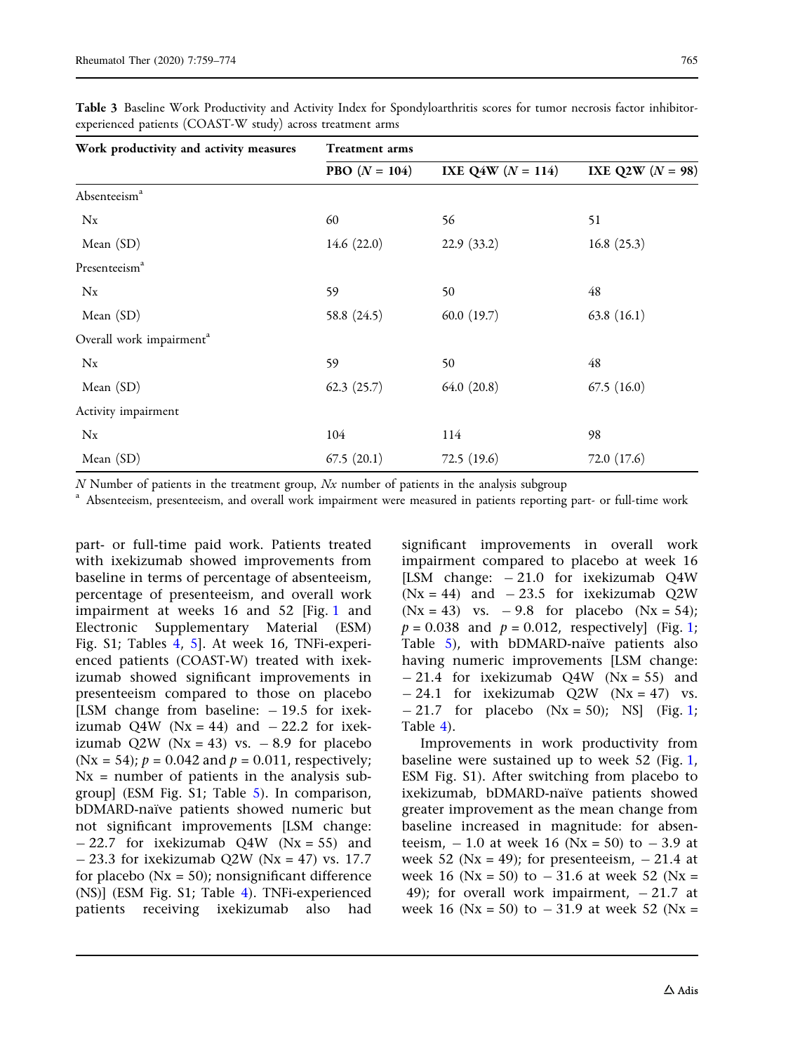**Table 3** Baseline Work Productivity and Activity Index for Spondyloarthritis scores for tumor necrosis factor inhibitor-experienced patients (COAST-W study) across treatment arms

| Work productivity and activity measures | Treatment arms | | |
|---|---|---|---|
| | **PBO (*N* = 104)** | **IXE Q4W (*N* = 114)** | **IXE Q2W (*N* = 98)** |
| Absenteeism[a] | | | |
| Nx | 60 | 56 | 51 |
| Mean (SD) | 14.6 (22.0) | 22.9 (33.2) | 16.8 (25.3) |
| Presenteeism[a] | | | |
| Nx | 59 | 50 | 48 |
| Mean (SD) | 58.8 (24.5) | 60.0 (19.7) | 63.8 (16.1) |
| Overall work impairment[a] | | | |
| Nx | 59 | 50 | 48 |
| Mean (SD) | 62.3 (25.7) | 64.0 (20.8) | 67.5 (16.0) |
| Activity impairment | | | |
| Nx | 104 | 114 | 98 |
| Mean (SD) | 67.5 (20.1) | 72.5 (19.6) | 72.0 (17.6) |

*N* Number of patients in the treatment group, *Nx* number of patients in the analysis subgroup

[a] Absenteeism, presenteeism, and overall work impairment were measured in patients reporting part- or full-time work

part- or full-time paid work. Patients treated with ixekizumab showed improvements from baseline in terms of percentage of absenteeism, percentage of presenteeism, and overall work impairment at weeks 16 and 52 [Fig. 1 and Electronic Supplementary Material (ESM) Fig. S1; Tables 4, 5]. At week 16, TNFi-experienced patients (COAST-W) treated with ixekizumab showed significant improvements in presenteeism compared to those on placebo [LSM change from baseline: − 19.5 for ixekizumab Q4W (Nx = 44) and − 22.2 for ixekizumab Q2W (Nx = 43) vs. − 8.9 for placebo (Nx = 54); $p = 0.042$ and $p = 0.011$, respectively; Nx = number of patients in the analysis subgroup] (ESM Fig. S1; Table 5). In comparison, bDMARD-naïve patients showed numeric but not significant improvements [LSM change: − 22.7 for ixekizumab Q4W (Nx = 55) and − 23.3 for ixekizumab Q2W (Nx = 47) vs. 17.7 for placebo (Nx = 50); nonsignificant difference (NS)] (ESM Fig. S1; Table 4). TNFi-experienced patients receiving ixekizumab also had significant improvements in overall work impairment compared to placebo at week 16 [LSM change: − 21.0 for ixekizumab Q4W (Nx = 44) and − 23.5 for ixekizumab Q2W (Nx = 43) vs. − 9.8 for placebo (Nx = 54); $p = 0.038$ and $p = 0.012$, respectively] (Fig. 1; Table 5), with bDMARD-naïve patients also having numeric improvements [LSM change: − 21.4 for ixekizumab Q4W (Nx = 55) and − 24.1 for ixekizumab Q2W (Nx = 47) vs. − 21.7 for placebo (Nx = 50); NS] (Fig. 1; Table 4).

Improvements in work productivity from baseline were sustained up to week 52 (Fig. 1, ESM Fig. S1). After switching from placebo to ixekizumab, bDMARD-naïve patients showed greater improvement as the mean change from baseline increased in magnitude: for absenteeism, − 1.0 at week 16 (Nx = 50) to − 3.9 at week 52 (Nx = 49); for presenteeism, − 21.4 at week 16 (Nx = 50) to − 31.6 at week 52 (Nx = 49); for overall work impairment, − 21.7 at week 16 (Nx = 50) to − 31.9 at week 52 (Nx =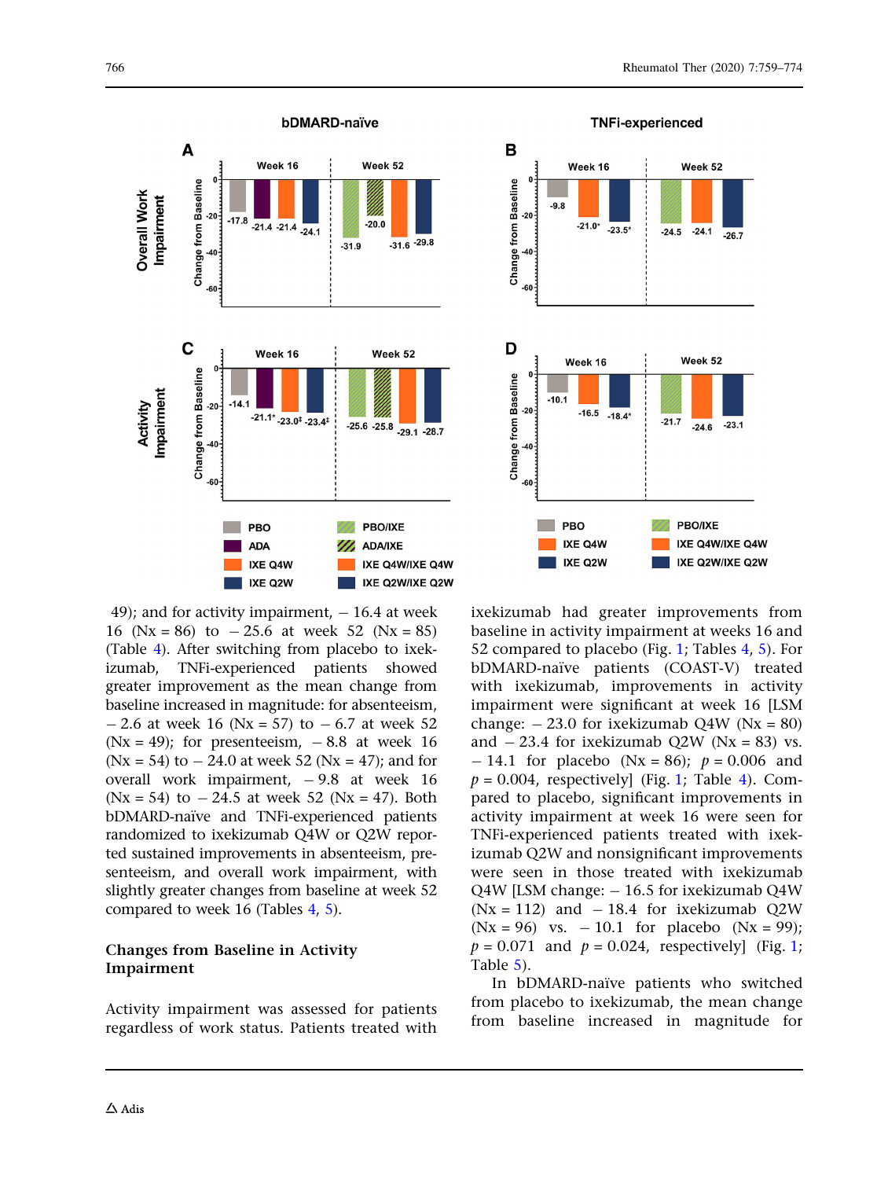49); and for activity impairment, − 16.4 at week 16 (Nx = 86) to − 25.6 at week 52 (Nx = 85) (Table 4). After switching from placebo to ixekizumab, TNFi-experienced patients showed greater improvement as the mean change from baseline increased in magnitude: for absenteeism, − 2.6 at week 16 (Nx = 57) to − 6.7 at week 52 (Nx = 49); for presenteeism, − 8.8 at week 16 (Nx = 54) to − 24.0 at week 52 (Nx = 47); and for overall work impairment, − 9.8 at week 16 (Nx = 54) to − 24.5 at week 52 (Nx = 47). Both bDMARD-naïve and TNFi-experienced patients randomized to ixekizumab Q4W or Q2W reported sustained improvements in absenteeism, presenteeism, and overall work impairment, with slightly greater changes from baseline at week 52 compared to week 16 (Tables 4, 5).

## Changes from Baseline in Activity Impairment

Activity impairment was assessed for patients regardless of work status. Patients treated with ixekizumab had greater improvements from baseline in activity impairment at weeks 16 and 52 compared to placebo (Fig. 1; Tables 4, 5). For bDMARD-naïve patients (COAST-V) treated with ixekizumab, improvements in activity impairment were significant at week 16 [LSM change: − 23.0 for ixekizumab Q4W (Nx = 80) and − 23.4 for ixekizumab Q2W (Nx = 83) vs. − 14.1 for placebo (Nx = 86); $p = 0.006$ and $p = 0.004$, respectively] (Fig. 1; Table 4). Compared to placebo, significant improvements in activity impairment at week 16 were seen for TNFi-experienced patients treated with ixekizumab Q2W and nonsignificant improvements were seen in those treated with ixekizumab Q4W [LSM change: − 16.5 for ixekizumab Q4W (Nx = 112) and − 18.4 for ixekizumab Q2W (Nx = 96) vs. − 10.1 for placebo (Nx = 99); $p = 0.071$ and $p = 0.024$, respectively] (Fig. 1; Table 5).

In bDMARD-naïve patients who switched from placebo to ixekizumab, the mean change from baseline increased in magnitude for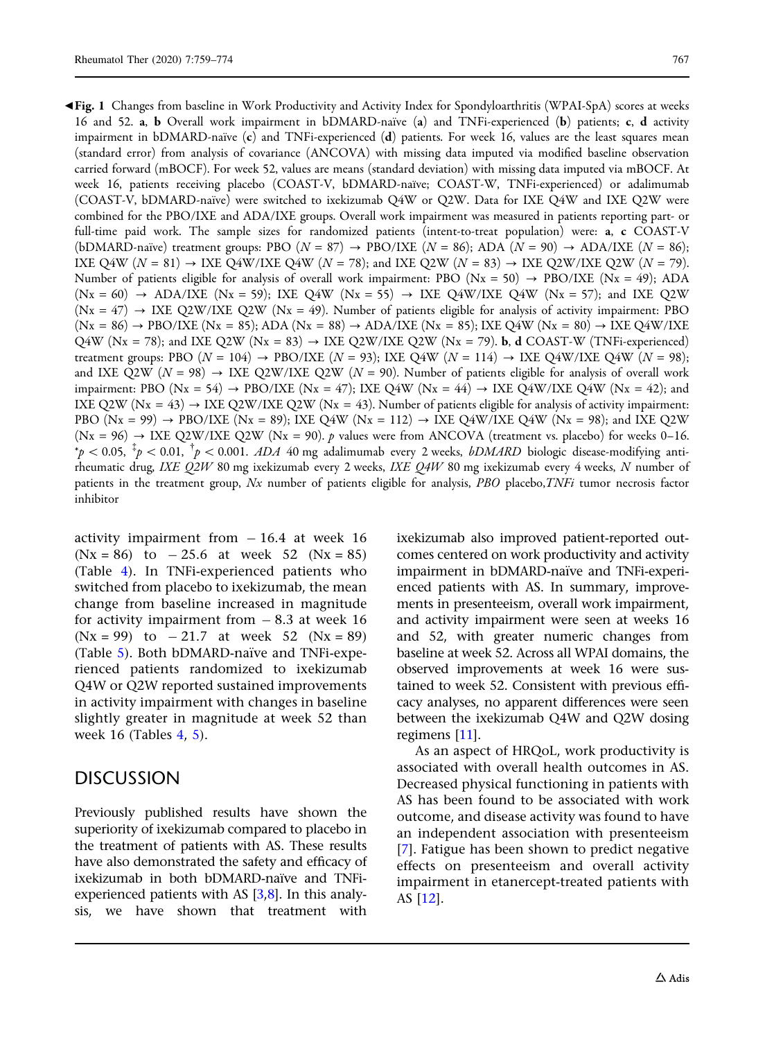◀**Fig. 1** Changes from baseline in Work Productivity and Activity Index for Spondyloarthritis (WPAI-SpA) scores at weeks 16 and 52. **a**, **b** Overall work impairment in bDMARD-naïve (**a**) and TNFi-experienced (**b**) patients; **c**, **d** activity impairment in bDMARD-naïve (**c**) and TNFi-experienced (**d**) patients. For week 16, values are the least squares mean (standard error) from analysis of covariance (ANCOVA) with missing data imputed via modified baseline observation carried forward (mBOCF). For week 52, values are means (standard deviation) with missing data imputed via mBOCF. At week 16, patients receiving placebo (COAST-V, bDMARD-naïve; COAST-W, TNFi-experienced) or adalimumab (COAST-V, bDMARD-naïve) were switched to ixekizumab Q4W or Q2W. Data for IXE Q4W and IXE Q2W were combined for the PBO/IXE and ADA/IXE groups. Overall work impairment was measured in patients reporting part- or full-time paid work. The sample sizes for randomized patients (intent-to-treat population) were: **a**, **c** COAST-V (bDMARD-naïve) treatment groups: PBO ($N = 87$) → PBO/IXE ($N = 86$); ADA ($N = 90$) → ADA/IXE ($N = 86$); IXE Q4W ($N = 81$) → IXE Q4W/IXE Q4W ($N = 78$); and IXE Q2W ($N = 83$) → IXE Q2W/IXE Q2W ($N = 79$). Number of patients eligible for analysis of overall work impairment: PBO (Nx = 50) → PBO/IXE (Nx = 49); ADA (Nx = 60) → ADA/IXE (Nx = 59); IXE Q4W (Nx = 55) → IXE Q4W/IXE Q4W (Nx = 57); and IXE Q2W (Nx = 47) → IXE Q2W/IXE Q2W (Nx = 49). Number of patients eligible for analysis of activity impairment: PBO (Nx = 86) → PBO/IXE (Nx = 85); ADA (Nx = 88) → ADA/IXE (Nx = 85); IXE Q4W (Nx = 80) → IXE Q4W/IXE Q4W (Nx = 78); and IXE Q2W (Nx = 83) → IXE Q2W/IXE Q2W (Nx = 79). **b**, **d** COAST-W (TNFi-experienced) treatment groups: PBO ($N = 104$) → PBO/IXE ($N = 93$); IXE Q4W ($N = 114$) → IXE Q4W/IXE Q4W ($N = 98$); and IXE Q2W ($N = 98$) → IXE Q2W/IXE Q2W ($N = 90$). Number of patients eligible for analysis of overall work impairment: PBO (Nx = 54) → PBO/IXE (Nx = 47); IXE Q4W (Nx = 44) → IXE Q4W/IXE Q4W (Nx = 42); and IXE Q2W (Nx = 43) → IXE Q2W/IXE Q2W (Nx = 43). Number of patients eligible for analysis of activity impairment: PBO (Nx = 99) → PBO/IXE (Nx = 89); IXE Q4W (Nx = 112) → IXE Q4W/IXE Q4W (Nx = 98); and IXE Q2W (Nx = 96) → IXE Q2W/IXE Q2W (Nx = 90). $p$ values were from ANCOVA (treatment vs. placebo) for weeks 0–16. *$p < 0.05$, ‡$p < 0.01$, †$p < 0.001$. *ADA* 40 mg adalimumab every 2 weeks, *bDMARD* biologic disease-modifying anti-rheumatic drug, *IXE Q2W* 80 mg ixekizumab every 2 weeks, *IXE Q4W* 80 mg ixekizumab every 4 weeks, *N* number of patients in the treatment group, *Nx* number of patients eligible for analysis, *PBO* placebo, *TNFi* tumor necrosis factor inhibitor

activity impairment from − 16.4 at week 16 (Nx = 86) to − 25.6 at week 52 (Nx = 85) (Table 4). In TNFi-experienced patients who switched from placebo to ixekizumab, the mean change from baseline increased in magnitude for activity impairment from − 8.3 at week 16 (Nx = 99) to − 21.7 at week 52 (Nx = 89) (Table 5). Both bDMARD-naïve and TNFi-experienced patients randomized to ixekizumab Q4W or Q2W reported sustained improvements in activity impairment with changes in baseline slightly greater in magnitude at week 52 than week 16 (Tables 4, 5).

## DISCUSSION

Previously published results have shown the superiority of ixekizumab compared to placebo in the treatment of patients with AS. These results have also demonstrated the safety and efficacy of ixekizumab in both bDMARD-naïve and TNFi-experienced patients with AS [3,8]. In this analysis, we have shown that treatment with ixekizumab also improved patient-reported outcomes centered on work productivity and activity impairment in bDMARD-naïve and TNFi-experienced patients with AS. In summary, improvements in presenteeism, overall work impairment, and activity impairment were seen at weeks 16 and 52, with greater numeric changes from baseline at week 52. Across all WPAI domains, the observed improvements at week 16 were sustained to week 52. Consistent with previous efficacy analyses, no apparent differences were seen between the ixekizumab Q4W and Q2W dosing regimens [11].

As an aspect of HRQoL, work productivity is associated with overall health outcomes in AS. Decreased physical functioning in patients with AS has been found to be associated with work outcome, and disease activity was found to have an independent association with presenteeism [7]. Fatigue has been shown to predict negative effects on presenteeism and overall activity impairment in etanercept-treated patients with AS [12].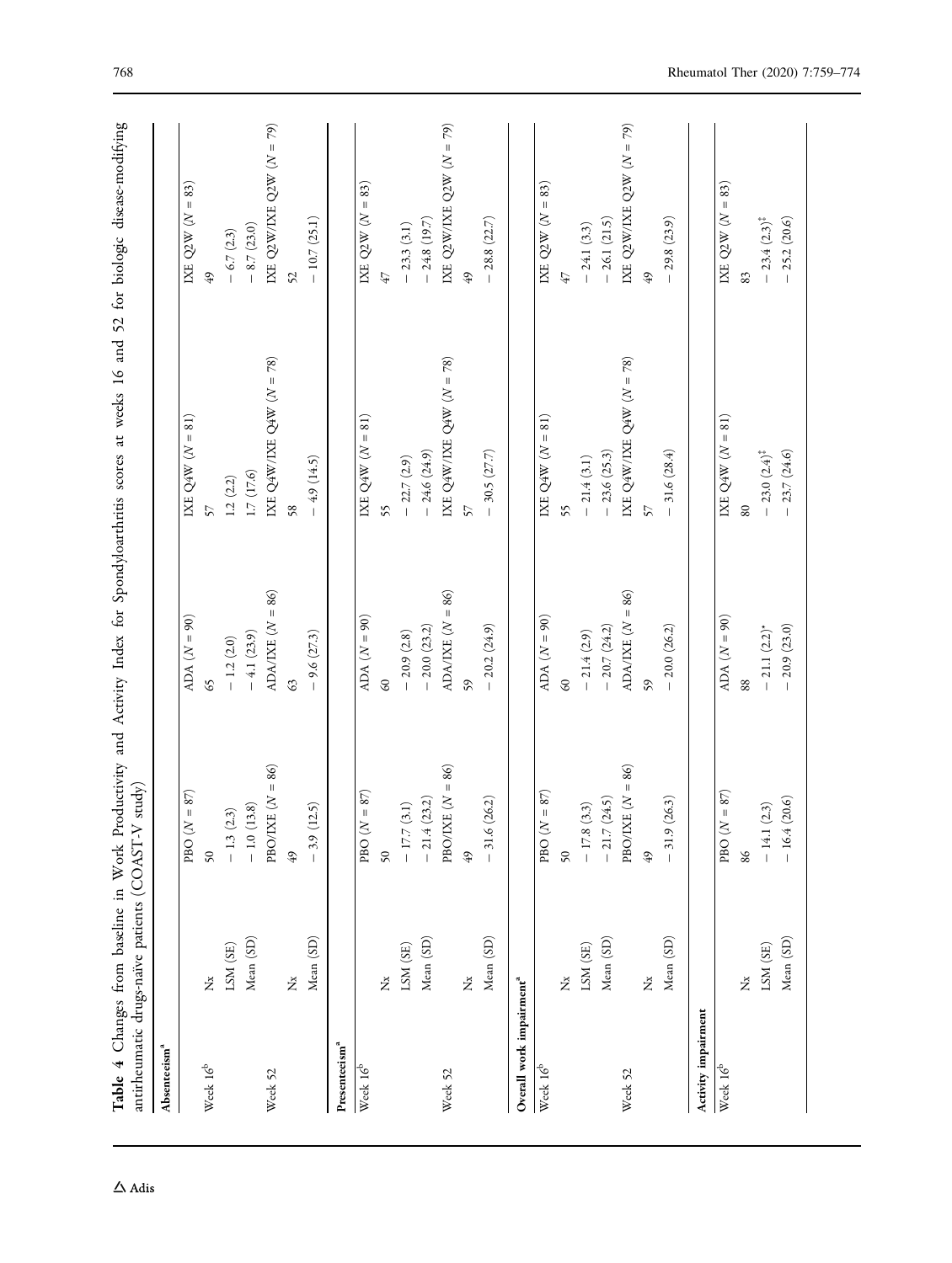**Table 4** Changes from baseline in Work Productivity and Activity Index for Spondyloarthritis scores at weeks 16 and 52 for biologic disease-modifying antirheumatic drugs-naïve patients (COAST-V study)

| | | | | | |
|---|---|---|---|---|---|
| **Absenteeism[a]** | | | | | |
| | | PBO (N = 87) | ADA (N = 90) | IXE Q4W (N = 81) | IXE Q2W (N = 83) |
| Week 16[b] | Nx | 50 | 65 | 57 | 49 |
| | LSM (SE) | − 1.3 (2.3) | − 1.2 (2.0) | 1.2 (2.2) | − 6.7 (2.3) |
| | Mean (SD) | − 1.0 (13.8) | − 4.1 (23.9) | 1.7 (17.6) | − 8.7 (23.0) |
| Week 52 | | PBO/IXE (N = 86) | ADA/IXE (N = 86) | IXE Q4W/IXE Q4W (N = 78) | IXE Q2W/IXE Q2W (N = 79) |
| | Nx | 49 | 63 | 58 | 52 |
| | Mean (SD) | − 3.9 (12.5) | − 9.6 (27.3) | − 4.9 (14.5) | − 10.7 (25.1) |
| **Presenteeism[a]** | | | | | |
| Week 16[b] | | PBO (N = 87) | ADA (N = 90) | IXE Q4W (N = 81) | IXE Q2W (N = 83) |
| | Nx | 50 | 60 | 55 | 47 |
| | LSM (SE) | − 17.7 (3.1) | − 20.9 (2.8) | − 22.7 (2.9) | − 23.3 (3.1) |
| | Mean (SD) | − 21.4 (23.2) | − 20.0 (23.2) | − 24.6 (24.9) | − 24.8 (19.7) |
| Week 52 | | PBO/IXE (N = 86) | ADA/IXE (N = 86) | IXE Q4W/IXE Q4W (N = 78) | IXE Q2W/IXE Q2W (N = 79) |
| | Nx | 49 | 59 | 57 | 49 |
| | Mean (SD) | − 31.6 (26.2) | − 20.2 (24.9) | − 30.5 (27.7) | − 28.8 (22.7) |
| **Overall work impairment[a]** | | | | | |
| Week 16[b] | | PBO (N = 87) | ADA (N = 90) | IXE Q4W (N = 81) | IXE Q2W (N = 83) |
| | Nx | 50 | 60 | 55 | 47 |
| | LSM (SE) | − 17.8 (3.3) | − 21.4 (2.9) | − 21.4 (3.1) | − 24.1 (3.3) |
| | Mean (SD) | − 21.7 (24.5) | − 20.7 (24.2) | − 23.6 (25.3) | − 26.1 (21.5) |
| Week 52 | | PBO/IXE (N = 86) | ADA/IXE (N = 86) | IXE Q4W/IXE Q4W (N = 78) | IXE Q2W/IXE Q2W (N = 79) |
| | Nx | 49 | 59 | 57 | 49 |
| | Mean (SD) | − 31.9 (26.3) | − 20.0 (26.2) | − 31.6 (28.4) | − 29.8 (23.9) |
| **Activity impairment** | | | | | |
| Week 16[b] | | PBO (N = 87) | ADA (N = 90) | IXE Q4W (N = 81) | IXE Q2W (N = 83) |
| | Nx | 86 | 88 | 80 | 83 |
| | LSM (SE) | − 14.1 (2.3) | − 21.1 (2.2)* | − 23.0 (2.4)‡ | − 23.4 (2.3)‡ |
| | Mean (SD) | − 16.4 (20.6) | − 20.9 (23.0) | − 23.7 (24.6) | − 25.2 (20.6) |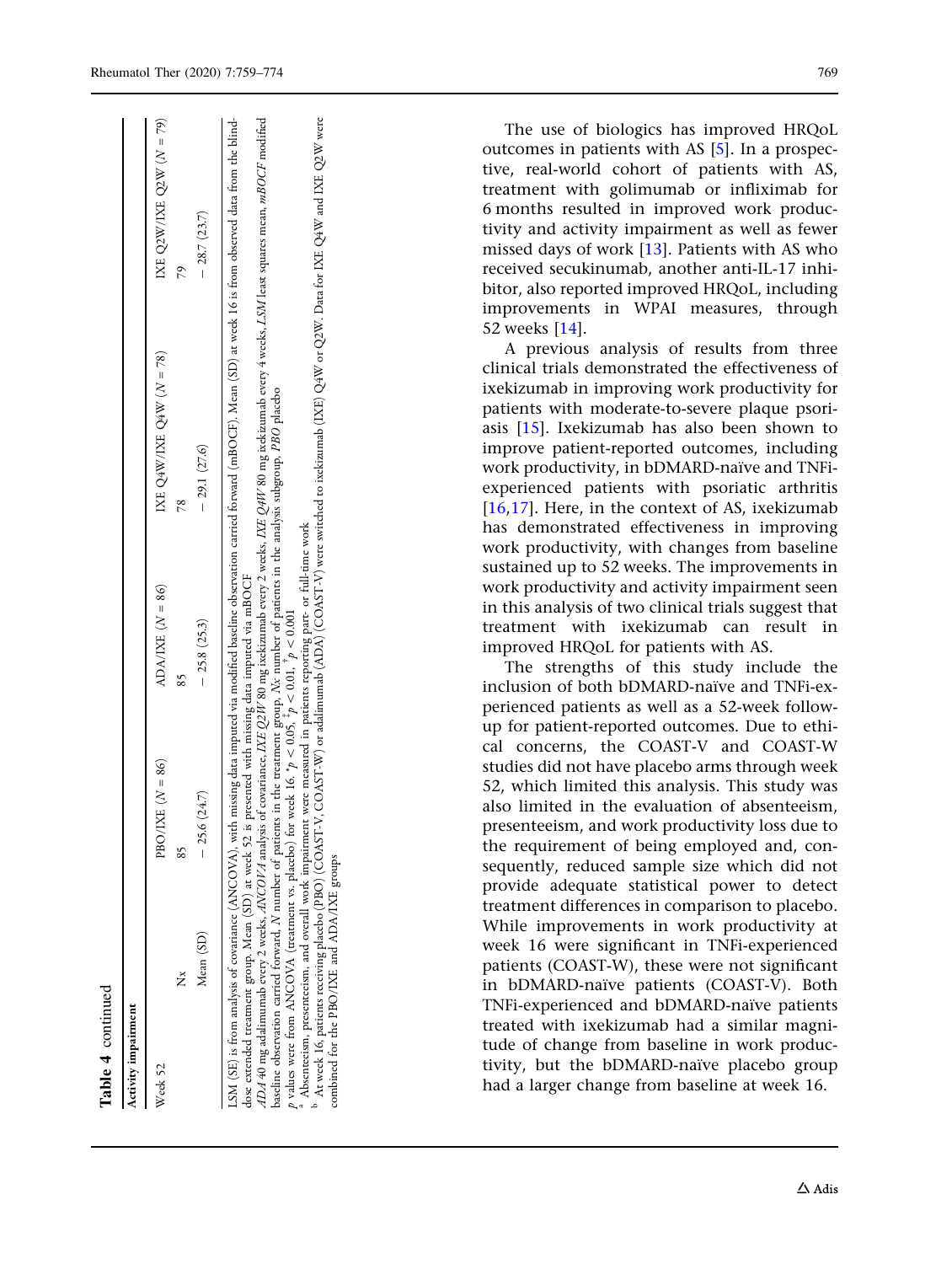**Table 4** continued

| Activity impairment | | PBO/IXE ($N = 86$) | ADA/IXE ($N = 86$) | IXE Q4W/IXE Q4W ($N = 78$) | IXE Q2W/IXE Q2W ($N = 79$) |
|---|---|---|---|---|---|
| Week 52 | Nx | 85 | 85 | 78 | 79 |
| | Mean (SD) | − 25.6 (24.7) | − 25.8 (25.3) | − 29.1 (27.6) | − 28.7 (23.7) |

LSM (SE) is from analysis of covariance (ANCOVA), with missing data imputed via modified baseline observation carried forward (mBOCF). Mean (SD) at week 16 is from observed data from the blind-dose extended treatment group. Mean (SD) at week 52 is presented with missing data imputed via mBOCF

*ADA* 40 mg adalimumab every 2 weeks, *ANCOVA* analysis of covariance, *IXE Q2W* 80 mg ixekizumab every 2 weeks, *IXE Q4W* 80 mg ixekizumab every 4 weeks, *LSM* least squares mean, *mBOCF* modified baseline observation carried forward, *N* number of patients in the treatment group, *Nx* number of patients in the analysis subgroup, *PBO* placebo

*p* values were from ANCOVA (treatment vs. placebo) for week 16. *$p < 0.05$, ‡$p < 0.01$, †$p < 0.001$

[a] Absenteeism, presenteeism, and overall work impairment were measured in patients reporting part- or full-time work

[b] At week 16, patients receiving placebo (PBO) (COAST-V, COAST-W) or adalimumab (ADA) (COAST-V) were switched to ixekizumab (IXE) Q4W or Q2W. Data for IXE Q4W and IXE Q2W were combined for the PBO/IXE and ADA/IXE groups

The use of biologics has improved HRQoL outcomes in patients with AS [5]. In a prospective, real-world cohort of patients with AS, treatment with golimumab or infliximab for 6 months resulted in improved work productivity and activity impairment as well as fewer missed days of work [13]. Patients with AS who received secukinumab, another anti-IL-17 inhibitor, also reported improved HRQoL, including improvements in WPAI measures, through 52 weeks [14].

A previous analysis of results from three clinical trials demonstrated the effectiveness of ixekizumab in improving work productivity for patients with moderate-to-severe plaque psoriasis [15]. Ixekizumab has also been shown to improve patient-reported outcomes, including work productivity, in bDMARD-naïve and TNFi-experienced patients with psoriatic arthritis [16,17]. Here, in the context of AS, ixekizumab has demonstrated effectiveness in improving work productivity, with changes from baseline sustained up to 52 weeks. The improvements in work productivity and activity impairment seen in this analysis of two clinical trials suggest that treatment with ixekizumab can result in improved HRQoL for patients with AS.

The strengths of this study include the inclusion of both bDMARD-naïve and TNFi-experienced patients as well as a 52-week follow-up for patient-reported outcomes. Due to ethical concerns, the COAST-V and COAST-W studies did not have placebo arms through week 52, which limited this analysis. This study was also limited in the evaluation of absenteeism, presenteeism, and work productivity loss due to the requirement of being employed and, consequently, reduced sample size which did not provide adequate statistical power to detect treatment differences in comparison to placebo. While improvements in work productivity at week 16 were significant in TNFi-experienced patients (COAST-W), these were not significant in bDMARD-naïve patients (COAST-V). Both TNFi-experienced and bDMARD-naïve patients treated with ixekizumab had a similar magnitude of change from baseline in work productivity, but the bDMARD-naïve placebo group had a larger change from baseline at week 16.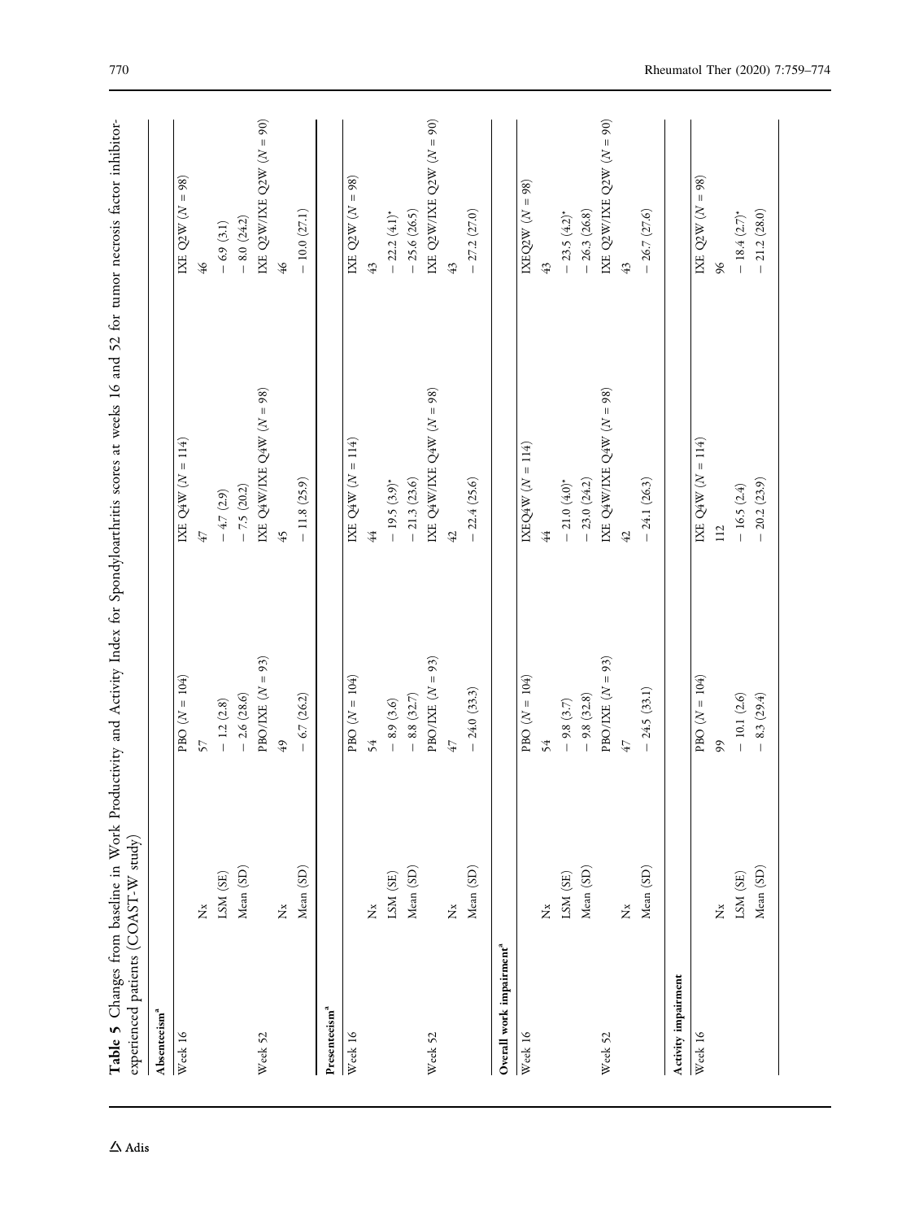**Table 5** Changes from baseline in Work Productivity and Activity Index for Spondyloarthritis scores at weeks 16 and 52 for tumor necrosis factor inhibitor-experienced patients (COAST-W study)

| | | | | |
|---|---|---|---|---|
| **Absenteeism**[a] | | | | |
| Week 16 | | PBO ($N$ = 104) | IXE Q4W ($N$ = 114) | IXE Q2W ($N$ = 98) |
| | Nx | 57 | 47 | 46 |
| | LSM (SE) | − 1.2 (2.8) | − 4.7 (2.9) | − 6.9 (3.1) |
| | Mean (SD) | − 2.6 (28.6) | − 7.5 (20.2) | − 8.0 (24.2) |
| Week 52 | | PBO/IXE ($N$ = 93) | IXE Q4W/IXE Q4W ($N$ = 98) | IXE Q2W/IXE Q2W ($N$ = 90) |
| | Nx | 49 | 45 | 46 |
| | Mean (SD) | − 6.7 (26.2) | − 11.8 (25.9) | − 10.0 (27.1) |
| **Presenteeism**[a] | | | | |
| Week 16 | | PBO ($N$ = 104) | IXE Q4W ($N$ = 114) | IXE Q2W ($N$ = 98) |
| | Nx | 54 | 44 | 43 |
| | LSM (SE) | − 8.9 (3.6) | − 19.5 (3.9)* | − 22.2 (4.1)* |
| | Mean (SD) | − 8.8 (32.7) | − 21.3 (23.6) | − 25.6 (26.5) |
| Week 52 | | PBO/IXE ($N$ = 93) | IXE Q4W/IXE Q4W ($N$ = 98) | IXE Q2W/IXE Q2W ($N$ = 90) |
| | Nx | 47 | 42 | 43 |
| | Mean (SD) | − 24.0 (33.3) | − 22.4 (25.6) | − 27.2 (27.0) |
| **Overall work impairment**[a] | | | | |
| Week 16 | | PBO ($N$ = 104) | IXEQ4W ($N$ = 114) | IXEQ2W ($N$ = 98) |
| | Nx | 54 | 44 | 43 |
| | LSM (SE) | − 9.8 (3.7) | − 21.0 (4.0)* | − 23.5 (4.2)* |
| | Mean (SD) | − 9.8 (32.8) | − 23.0 (24.2) | − 26.3 (26.8) |
| Week 52 | | PBO/IXE ($N$ = 93) | IXE Q4W/IXE Q4W ($N$ = 98) | IXE Q4W/IXE Q2W ($N$ = 90) |
| | Nx | 47 | 42 | 43 |
| | Mean (SD) | − 24.5 (33.1) | − 24.1 (26.3) | − 26.7 (27.6) |
| **Activity impairment** | | | | |
| Week 16 | | PBO ($N$ = 104) | IXE Q4W ($N$ = 114) | IXE Q2W ($N$ = 98) |
| | Nx | 99 | 112 | 96 |
| | LSM (SE) | − 10.1 (2.6) | − 16.5 (2.4) | − 18.4 (2.7)* |
| | Mean (SD) | − 8.3 (29.4) | − 20.2 (23.9) | − 21.2 (28.0) |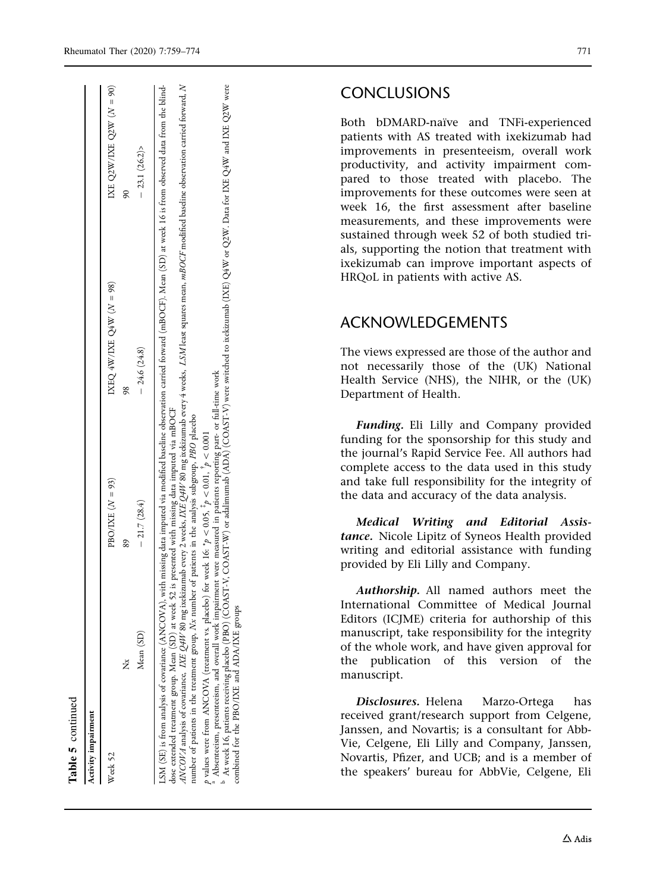**Table 5** continued

| Activity impairment | | PBO/IXE (N = 93) | IXEQ 4W/IXE Q4W (N = 98) | IXE Q2W/IXE Q2W (N = 90) |
|---|---|---|---|---|
| Week 52 | Nx | 89 | 98 | 90 |
| | Mean (SD) | − 21.7 (28.4) | − 24.6 (24.8) | − 23.1 (26.2)> |

LSM (SE) is from analysis of covariance (ANCOVA), with missing data imputed via modified baseline observation carried forward (mBOCF). Mean (SD) at week 16 is from observed data from the blind-dose extended treatment group. Mean (SD) at week 52 is presented with missing data imputed via mBOCF

*ANCOVA* analysis of covariance, *IXE Q4W* 80 mg ixekizumab every 2 weeks, *IXE Q4W* 80 mg ixekizumab every 4 weeks, *LSM* least squares mean, *mBOCF* modified baseline observation carried forward, *N* number of patients in the treatment group, *Nx* number of patients in the analysis subgroup, *PBO* placebo

*p* values were from ANCOVA (treatment vs. placebo) for week 16: \*$p < 0.05$, ‡$p < 0.01$, †$p < 0.001$

[a] Absenteeism, presenteeism, and overall work impairment were measured in patients reporting part- or full-time work

[b] At week 16, patients receiving placebo (PBO) (COAST-V, COAST-W) or adalimumab (ADA) (COAST-V) were switched to ixekizumab (IXE) Q4W or Q2W. Data for IXE Q4W and IXE Q2W were combined for the PBO/IXE and ADA/IXE groups

## CONCLUSIONS

Both bDMARD-naïve and TNFi-experienced patients with AS treated with ixekizumab had improvements in presenteeism, overall work productivity, and activity impairment compared to those treated with placebo. The improvements for these outcomes were seen at week 16, the first assessment after baseline measurements, and these improvements were sustained through week 52 of both studied trials, supporting the notion that treatment with ixekizumab can improve important aspects of HRQoL in patients with active AS.

## ACKNOWLEDGEMENTS

The views expressed are those of the author and not necessarily those of the (UK) National Health Service (NHS), the NIHR, or the (UK) Department of Health.

***Funding.*** Eli Lilly and Company provided funding for the sponsorship for this study and the journal's Rapid Service Fee. All authors had complete access to the data used in this study and take full responsibility for the integrity of the data and accuracy of the data analysis.

***Medical Writing and Editorial Assistance.*** Nicole Lipitz of Syneos Health provided writing and editorial assistance with funding provided by Eli Lilly and Company.

***Authorship.*** All named authors meet the International Committee of Medical Journal Editors (ICJME) criteria for authorship of this manuscript, take responsibility for the integrity of the whole work, and have given approval for the publication of this version of the manuscript.

***Disclosures.*** Helena Marzo-Ortega has received grant/research support from Celgene, Janssen, and Novartis; is a consultant for AbbVie, Celgene, Eli Lilly and Company, Janssen, Novartis, Pfizer, and UCB; and is a member of the speakers' bureau for AbbVie, Celgene, Eli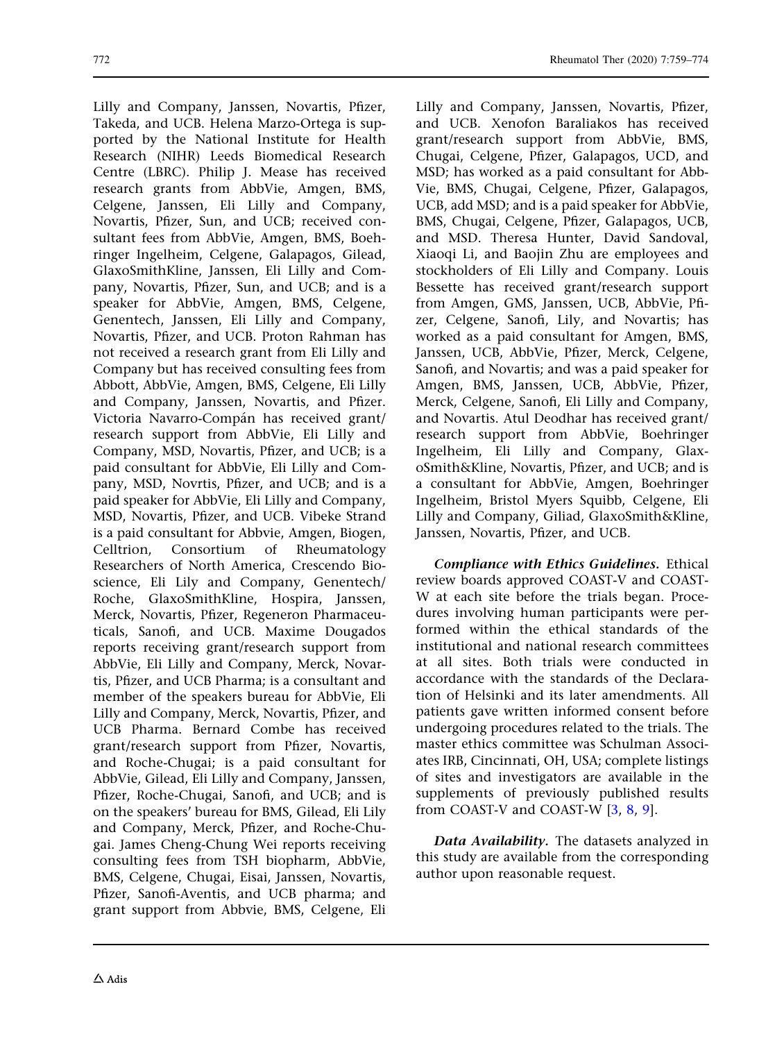Lilly and Company, Janssen, Novartis, Pfizer, Takeda, and UCB. Helena Marzo-Ortega is supported by the National Institute for Health Research (NIHR) Leeds Biomedical Research Centre (LBRC). Philip J. Mease has received research grants from AbbVie, Amgen, BMS, Celgene, Janssen, Eli Lilly and Company, Novartis, Pfizer, Sun, and UCB; received consultant fees from AbbVie, Amgen, BMS, Boehringer Ingelheim, Celgene, Galapagos, Gilead, GlaxoSmithKline, Janssen, Eli Lilly and Company, Novartis, Pfizer, Sun, and UCB; and is a speaker for AbbVie, Amgen, BMS, Celgene, Genentech, Janssen, Eli Lilly and Company, Novartis, Pfizer, and UCB. Proton Rahman has not received a research grant from Eli Lilly and Company but has received consulting fees from Abbott, AbbVie, Amgen, BMS, Celgene, Eli Lilly and Company, Janssen, Novartis, and Pfizer. Victoria Navarro-Compán has received grant/research support from AbbVie, Eli Lilly and Company, MSD, Novartis, Pfizer, and UCB; is a paid consultant for AbbVie, Eli Lilly and Company, MSD, Novrtis, Pfizer, and UCB; and is a paid speaker for AbbVie, Eli Lilly and Company, MSD, Novartis, Pfizer, and UCB. Vibeke Strand is a paid consultant for Abbvie, Amgen, Biogen, Celltrion, Consortium of Rheumatology Researchers of North America, Crescendo Bioscience, Eli Lily and Company, Genentech/Roche, GlaxoSmithKline, Hospira, Janssen, Merck, Novartis, Pfizer, Regeneron Pharmaceuticals, Sanofi, and UCB. Maxime Dougados reports receiving grant/research support from AbbVie, Eli Lilly and Company, Merck, Novartis, Pfizer, and UCB Pharma; is a consultant and member of the speakers bureau for AbbVie, Eli Lilly and Company, Merck, Novartis, Pfizer, and UCB Pharma. Bernard Combe has received grant/research support from Pfizer, Novartis, and Roche-Chugai; is a paid consultant for AbbVie, Gilead, Eli Lilly and Company, Janssen, Pfizer, Roche-Chugai, Sanofi, and UCB; and is on the speakers' bureau for BMS, Gilead, Eli Lily and Company, Merck, Pfizer, and Roche-Chugai. James Cheng-Chung Wei reports receiving consulting fees from TSH biopharm, AbbVie, BMS, Celgene, Chugai, Eisai, Janssen, Novartis, Pfizer, Sanofi-Aventis, and UCB pharma; and grant support from Abbvie, BMS, Celgene, Eli Lilly and Company, Janssen, Novartis, Pfizer, and UCB. Xenofon Baraliakos has received grant/research support from AbbVie, BMS, Chugai, Celgene, Pfizer, Galapagos, UCD, and MSD; has worked as a paid consultant for AbbVie, BMS, Chugai, Celgene, Pfizer, Galapagos, UCB, add MSD; and is a paid speaker for AbbVie, BMS, Chugai, Celgene, Pfizer, Galapagos, UCB, and MSD. Theresa Hunter, David Sandoval, Xiaoqi Li, and Baojin Zhu are employees and stockholders of Eli Lilly and Company. Louis Bessette has received grant/research support from Amgen, GMS, Janssen, UCB, AbbVie, Pfizer, Celgene, Sanofi, Lily, and Novartis; has worked as a paid consultant for Amgen, BMS, Janssen, UCB, AbbVie, Pfizer, Merck, Celgene, Sanofi, and Novartis; and was a paid speaker for Amgen, BMS, Janssen, UCB, AbbVie, Pfizer, Merck, Celgene, Sanofi, Eli Lilly and Company, and Novartis. Atul Deodhar has received grant/research support from AbbVie, Boehringer Ingelheim, Eli Lilly and Company, GlaxoSmith&Kline, Novartis, Pfizer, and UCB; and is a consultant for AbbVie, Amgen, Boehringer Ingelheim, Bristol Myers Squibb, Celgene, Eli Lilly and Company, Giliad, GlaxoSmith&Kline, Janssen, Novartis, Pfizer, and UCB.

***Compliance with Ethics Guidelines.*** Ethical review boards approved COAST-V and COAST-W at each site before the trials began. Procedures involving human participants were performed within the ethical standards of the institutional and national research committees at all sites. Both trials were conducted in accordance with the standards of the Declaration of Helsinki and its later amendments. All patients gave written informed consent before undergoing procedures related to the trials. The master ethics committee was Schulman Associates IRB, Cincinnati, OH, USA; complete listings of sites and investigators are available in the supplements of previously published results from COAST-V and COAST-W [3, 8, 9].

***Data Availability.*** The datasets analyzed in this study are available from the corresponding author upon reasonable request.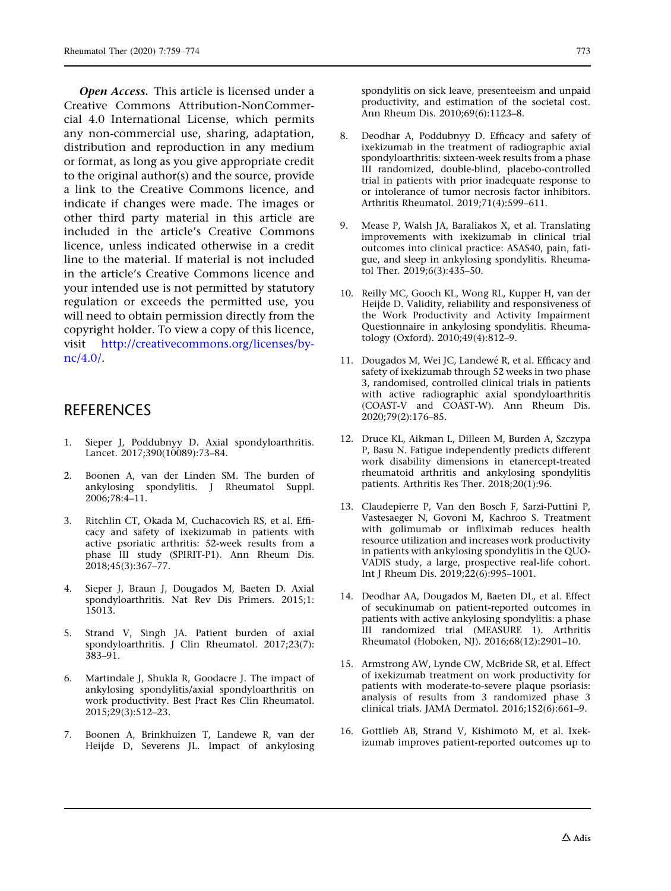***Open Access.*** This article is licensed under a Creative Commons Attribution-NonCommercial 4.0 International License, which permits any non-commercial use, sharing, adaptation, distribution and reproduction in any medium or format, as long as you give appropriate credit to the original author(s) and the source, provide a link to the Creative Commons licence, and indicate if changes were made. The images or other third party material in this article are included in the article's Creative Commons licence, unless indicated otherwise in a credit line to the material. If material is not included in the article's Creative Commons licence and your intended use is not permitted by statutory regulation or exceeds the permitted use, you will need to obtain permission directly from the copyright holder. To view a copy of this licence, visit http://creativecommons.org/licenses/by-nc/4.0/.

## REFERENCES

1. Sieper J, Poddubnyy D. Axial spondyloarthritis. Lancet. 2017;390(10089):73–84.
2. Boonen A, van der Linden SM. The burden of ankylosing spondylitis. J Rheumatol Suppl. 2006;78:4–11.
3. Ritchlin CT, Okada M, Cuchacovich RS, et al. Efficacy and safety of ixekizumab in patients with active psoriatic arthritis: 52-week results from a phase III study (SPIRIT-P1). Ann Rheum Dis. 2018;45(3):367–77.
4. Sieper J, Braun J, Dougados M, Baeten D. Axial spondyloarthritis. Nat Rev Dis Primers. 2015;1:15013.
5. Strand V, Singh JA. Patient burden of axial spondyloarthritis. J Clin Rheumatol. 2017;23(7):383–91.
6. Martindale J, Shukla R, Goodacre J. The impact of ankylosing spondylitis/axial spondyloarthritis on work productivity. Best Pract Res Clin Rheumatol. 2015;29(3):512–23.
7. Boonen A, Brinkhuizen T, Landewe R, van der Heijde D, Severens JL. Impact of ankylosing spondylitis on sick leave, presenteeism and unpaid productivity, and estimation of the societal cost. Ann Rheum Dis. 2010;69(6):1123–8.
8. Deodhar A, Poddubnyy D. Efficacy and safety of ixekizumab in the treatment of radiographic axial spondyloarthritis: sixteen-week results from a phase III randomized, double-blind, placebo-controlled trial in patients with prior inadequate response to or intolerance of tumor necrosis factor inhibitors. Arthritis Rheumatol. 2019;71(4):599–611.
9. Mease P, Walsh JA, Baraliakos X, et al. Translating improvements with ixekizumab in clinical trial outcomes into clinical practice: ASAS40, pain, fatigue, and sleep in ankylosing spondylitis. Rheumatol Ther. 2019;6(3):435–50.
10. Reilly MC, Gooch KL, Wong RL, Kupper H, van der Heijde D. Validity, reliability and responsiveness of the Work Productivity and Activity Impairment Questionnaire in ankylosing spondylitis. Rheumatology (Oxford). 2010;49(4):812–9.
11. Dougados M, Wei JC, Landewé R, et al. Efficacy and safety of ixekizumab through 52 weeks in two phase 3, randomised, controlled clinical trials in patients with active radiographic axial spondyloarthritis (COAST-V and COAST-W). Ann Rheum Dis. 2020;79(2):176–85.
12. Druce KL, Aikman L, Dilleen M, Burden A, Szczypa P, Basu N. Fatigue independently predicts different work disability dimensions in etanercept-treated rheumatoid arthritis and ankylosing spondylitis patients. Arthritis Res Ther. 2018;20(1):96.
13. Claudepierre P, Van den Bosch F, Sarzi-Puttini P, Vastesaeger N, Govoni M, Kachroo S. Treatment with golimumab or infliximab reduces health resource utilization and increases work productivity in patients with ankylosing spondylitis in the QUO-VADIS study, a large, prospective real-life cohort. Int J Rheum Dis. 2019;22(6):995–1001.
14. Deodhar AA, Dougados M, Baeten DL, et al. Effect of secukinumab on patient-reported outcomes in patients with active ankylosing spondylitis: a phase III randomized trial (MEASURE 1). Arthritis Rheumatol (Hoboken, NJ). 2016;68(12):2901–10.
15. Armstrong AW, Lynde CW, McBride SR, et al. Effect of ixekizumab treatment on work productivity for patients with moderate-to-severe plaque psoriasis: analysis of results from 3 randomized phase 3 clinical trials. JAMA Dermatol. 2016;152(6):661–9.
16. Gottlieb AB, Strand V, Kishimoto M, et al. Ixekizumab improves patient-reported outcomes up to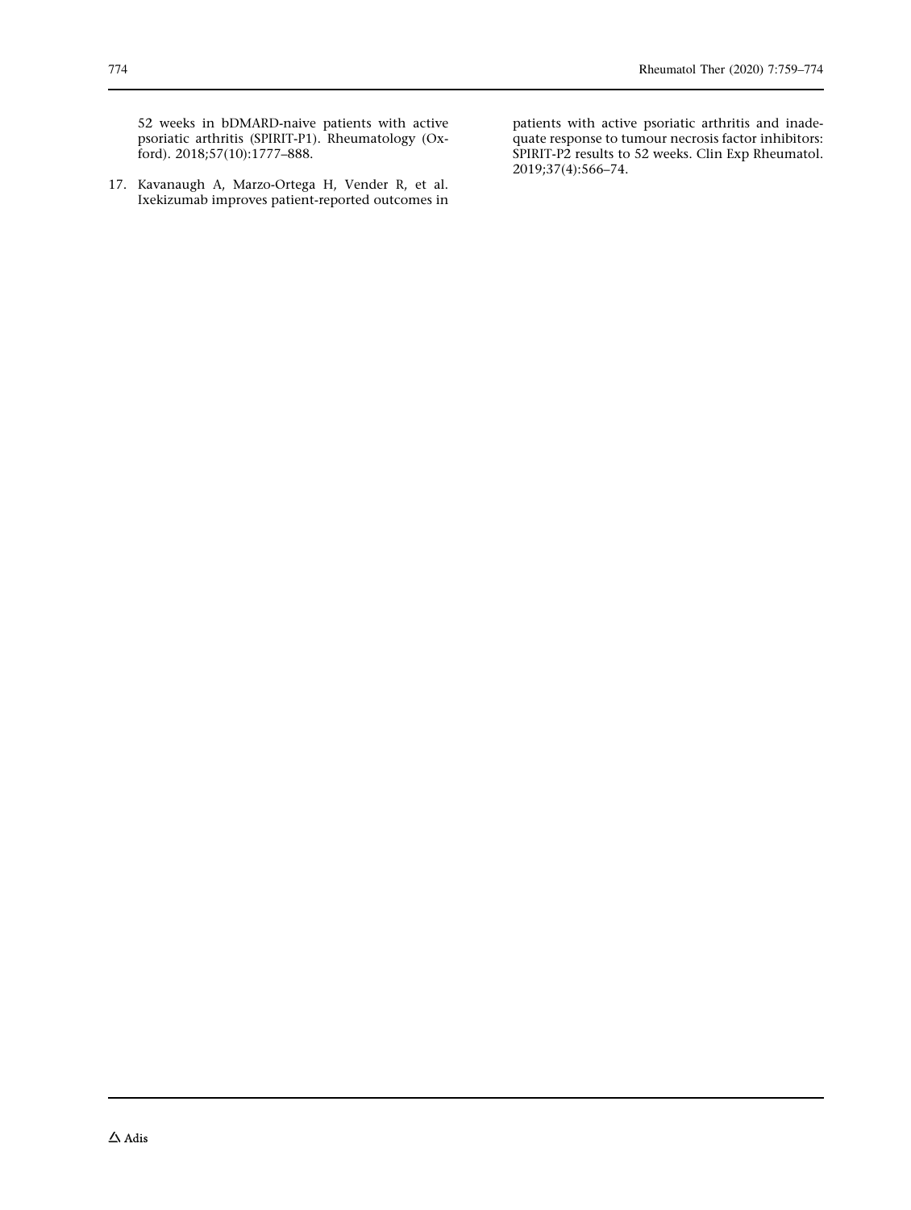52 weeks in bDMARD-naive patients with active psoriatic arthritis (SPIRIT-P1). Rheumatology (Oxford). 2018;57(10):1777–888.

17. Kavanaugh A, Marzo-Ortega H, Vender R, et al. Ixekizumab improves patient-reported outcomes in patients with active psoriatic arthritis and inadequate response to tumour necrosis factor inhibitors: SPIRIT-P2 results to 52 weeks. Clin Exp Rheumatol. 2019;37(4):566–74.